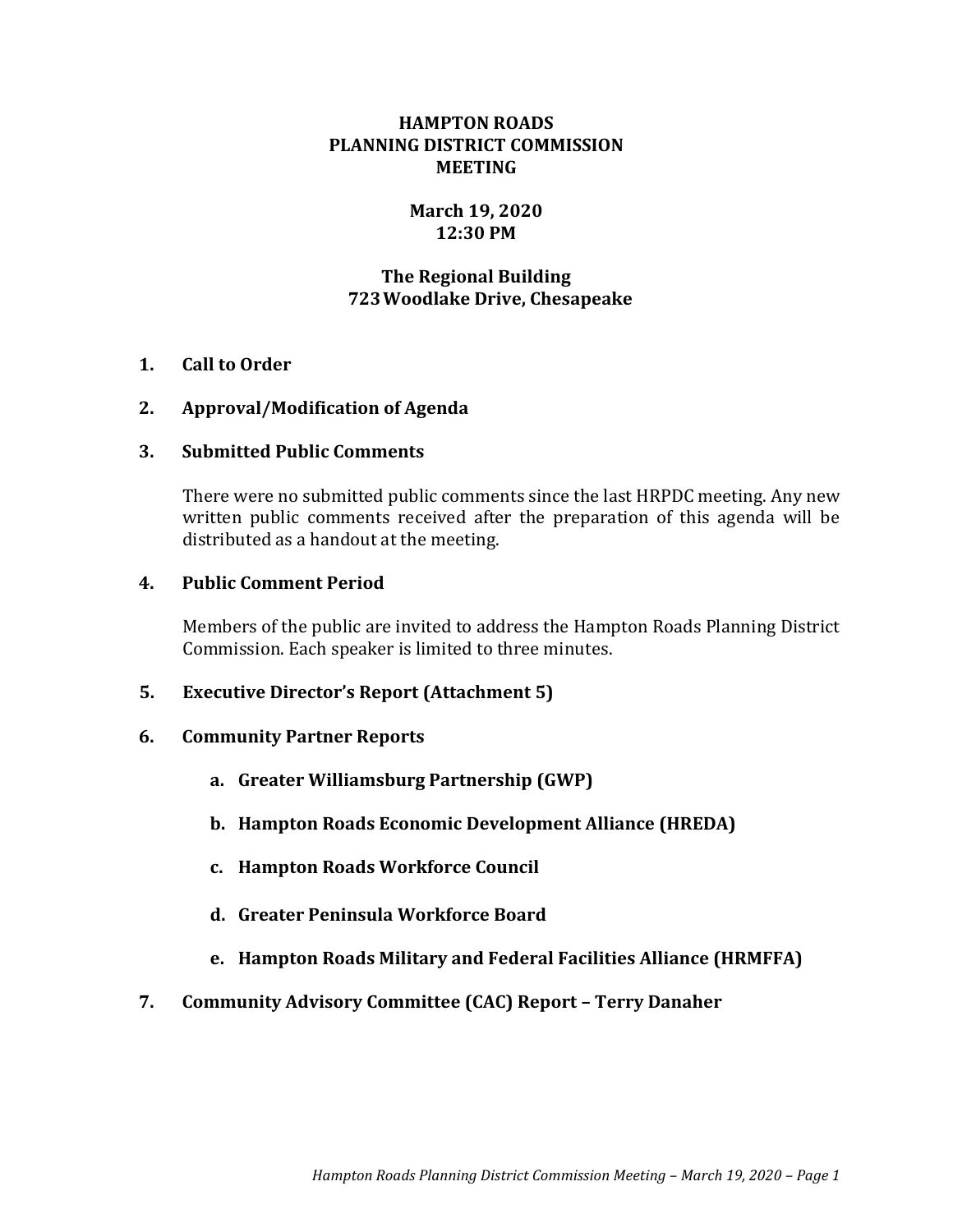# HAMPTON ROADS
# PLANNING DISTRICT COMMISSION
# MEETING

**March 19, 2020**
**12:30 PM**

**The Regional Building**
**723 Woodlake Drive, Chesapeake**

1. **Call to Order**

2. **Approval/Modification of Agenda**

3. **Submitted Public Comments**

   There were no submitted public comments since the last HRPDC meeting. Any new written public comments received after the preparation of this agenda will be distributed as a handout at the meeting.

4. **Public Comment Period**

   Members of the public are invited to address the Hampton Roads Planning District Commission. Each speaker is limited to three minutes.

5. **Executive Director's Report (Attachment 5)**

6. **Community Partner Reports**

   a. **Greater Williamsburg Partnership (GWP)**

   b. **Hampton Roads Economic Development Alliance (HREDA)**

   c. **Hampton Roads Workforce Council**

   d. **Greater Peninsula Workforce Board**

   e. **Hampton Roads Military and Federal Facilities Alliance (HRMFFA)**

7. **Community Advisory Committee (CAC) Report – Terry Danaher**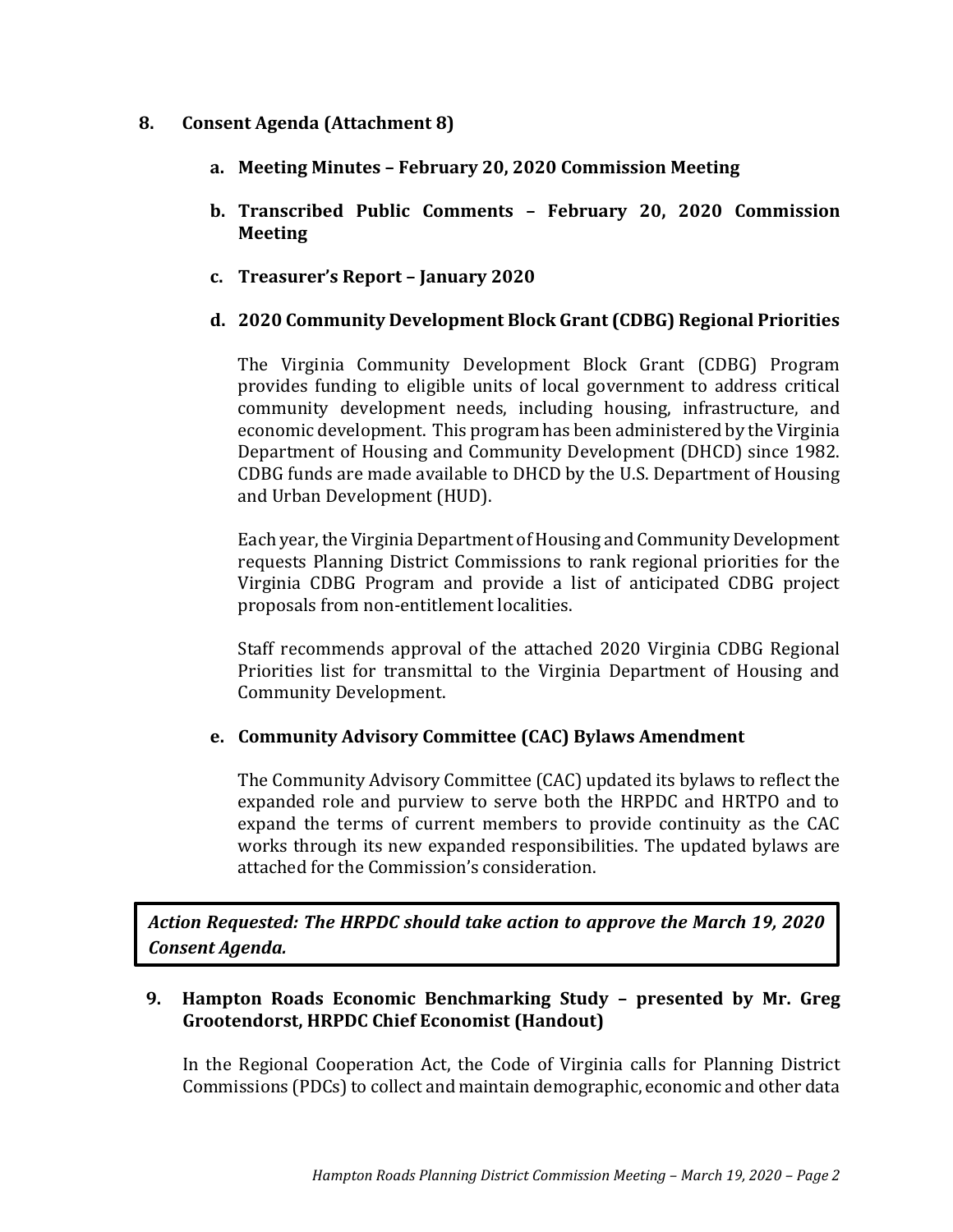**8. Consent Agenda (Attachment 8)**

**a. Meeting Minutes – February 20, 2020 Commission Meeting**

**b. Transcribed Public Comments – February 20, 2020 Commission Meeting**

**c. Treasurer's Report – January 2020**

**d. 2020 Community Development Block Grant (CDBG) Regional Priorities**

The Virginia Community Development Block Grant (CDBG) Program provides funding to eligible units of local government to address critical community development needs, including housing, infrastructure, and economic development. This program has been administered by the Virginia Department of Housing and Community Development (DHCD) since 1982. CDBG funds are made available to DHCD by the U.S. Department of Housing and Urban Development (HUD).

Each year, the Virginia Department of Housing and Community Development requests Planning District Commissions to rank regional priorities for the Virginia CDBG Program and provide a list of anticipated CDBG project proposals from non-entitlement localities.

Staff recommends approval of the attached 2020 Virginia CDBG Regional Priorities list for transmittal to the Virginia Department of Housing and Community Development.

**e. Community Advisory Committee (CAC) Bylaws Amendment**

The Community Advisory Committee (CAC) updated its bylaws to reflect the expanded role and purview to serve both the HRPDC and HRTPO and to expand the terms of current members to provide continuity as the CAC works through its new expanded responsibilities. The updated bylaws are attached for the Commission's consideration.

***Action Requested: The HRPDC should take action to approve the March 19, 2020 Consent Agenda.***

**9. Hampton Roads Economic Benchmarking Study – presented by Mr. Greg Grootendorst, HRPDC Chief Economist (Handout)**

In the Regional Cooperation Act, the Code of Virginia calls for Planning District Commissions (PDCs) to collect and maintain demographic, economic and other data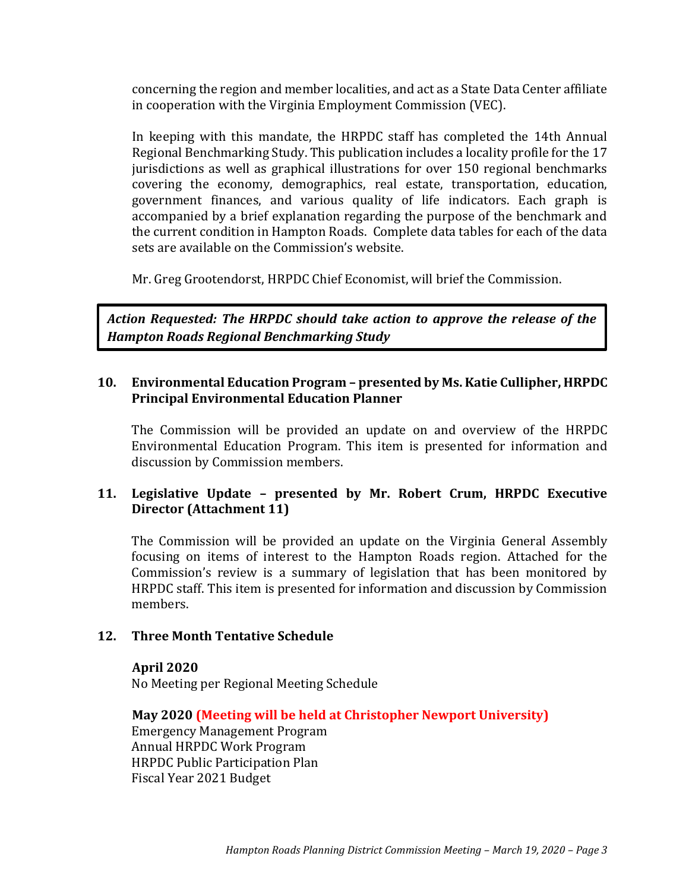concerning the region and member localities, and act as a State Data Center affiliate in cooperation with the Virginia Employment Commission (VEC).

In keeping with this mandate, the HRPDC staff has completed the 14th Annual Regional Benchmarking Study. This publication includes a locality profile for the 17 jurisdictions as well as graphical illustrations for over 150 regional benchmarks covering the economy, demographics, real estate, transportation, education, government finances, and various quality of life indicators. Each graph is accompanied by a brief explanation regarding the purpose of the benchmark and the current condition in Hampton Roads. Complete data tables for each of the data sets are available on the Commission's website.

Mr. Greg Grootendorst, HRPDC Chief Economist, will brief the Commission.

***Action Requested: The HRPDC should take action to approve the release of the Hampton Roads Regional Benchmarking Study***

**10. Environmental Education Program – presented by Ms. Katie Cullipher, HRPDC Principal Environmental Education Planner**

The Commission will be provided an update on and overview of the HRPDC Environmental Education Program. This item is presented for information and discussion by Commission members.

**11. Legislative Update – presented by Mr. Robert Crum, HRPDC Executive Director (Attachment 11)**

The Commission will be provided an update on the Virginia General Assembly focusing on items of interest to the Hampton Roads region. Attached for the Commission's review is a summary of legislation that has been monitored by HRPDC staff. This item is presented for information and discussion by Commission members.

**12. Three Month Tentative Schedule**

**April 2020**
No Meeting per Regional Meeting Schedule

**May 2020 (Meeting will be held at Christopher Newport University)**
Emergency Management Program
Annual HRPDC Work Program
HRPDC Public Participation Plan
Fiscal Year 2021 Budget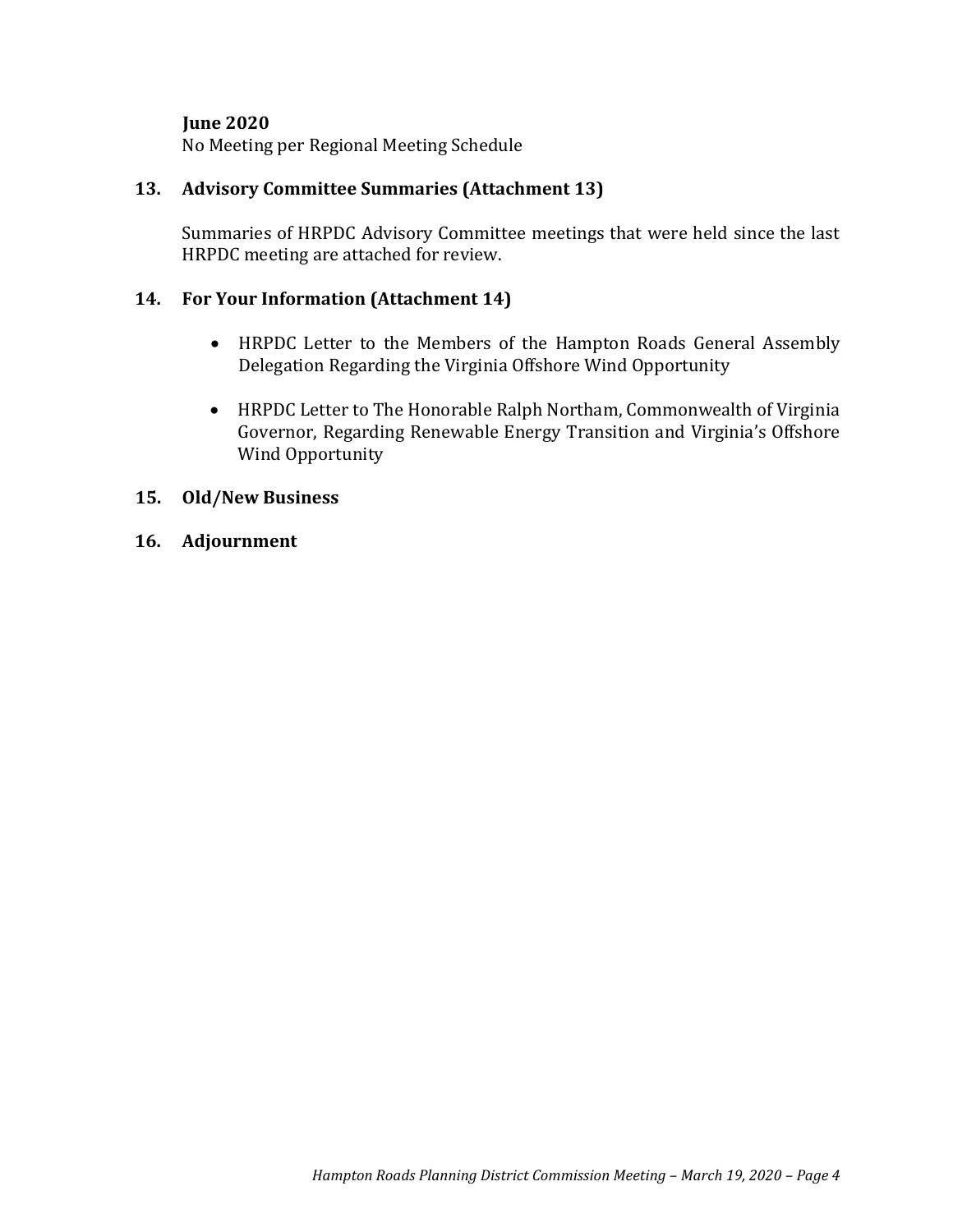**June 2020**
No Meeting per Regional Meeting Schedule

**13. Advisory Committee Summaries (Attachment 13)**

Summaries of HRPDC Advisory Committee meetings that were held since the last HRPDC meeting are attached for review.

**14. For Your Information (Attachment 14)**

- HRPDC Letter to the Members of the Hampton Roads General Assembly Delegation Regarding the Virginia Offshore Wind Opportunity
- HRPDC Letter to The Honorable Ralph Northam, Commonwealth of Virginia Governor, Regarding Renewable Energy Transition and Virginia's Offshore Wind Opportunity

**15. Old/New Business**

**16. Adjournment**